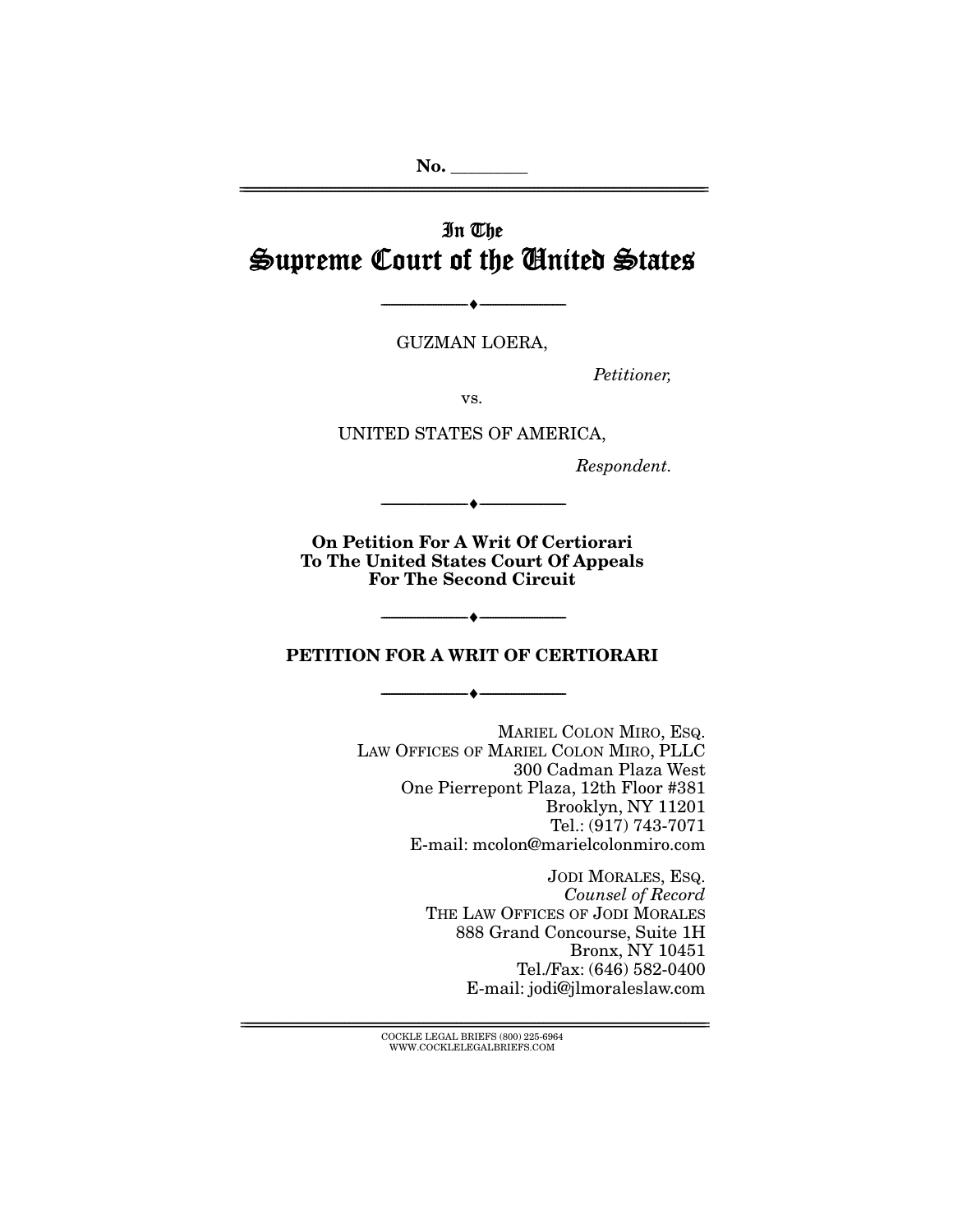No. ________

# In The
# Supreme Court of the United States

---

GUZMAN LOERA,

*Petitioner,*

vs.

UNITED STATES OF AMERICA,

*Respondent.*

---

**On Petition For A Writ Of Certiorari**
**To The United States Court Of Appeals**
**For The Second Circuit**

---

**PETITION FOR A WRIT OF CERTIORARI**

---

MARIEL COLON MIRO, ESQ.
LAW OFFICES OF MARIEL COLON MIRO, PLLC
300 Cadman Plaza West
One Pierrepont Plaza, 12th Floor #381
Brooklyn, NY 11201
Tel.: (917) 743-7071
E-mail: mcolon@marielcolonmiro.com

JODI MORALES, ESQ.
*Counsel of Record*
THE LAW OFFICES OF JODI MORALES
888 Grand Concourse, Suite 1H
Bronx, NY 10451
Tel./Fax: (646) 582-0400
E-mail: jodi@jlmoraleslaw.com

COCKLE LEGAL BRIEFS (800) 225-6964
WWW.COCKLELEGALBRIEFS.COM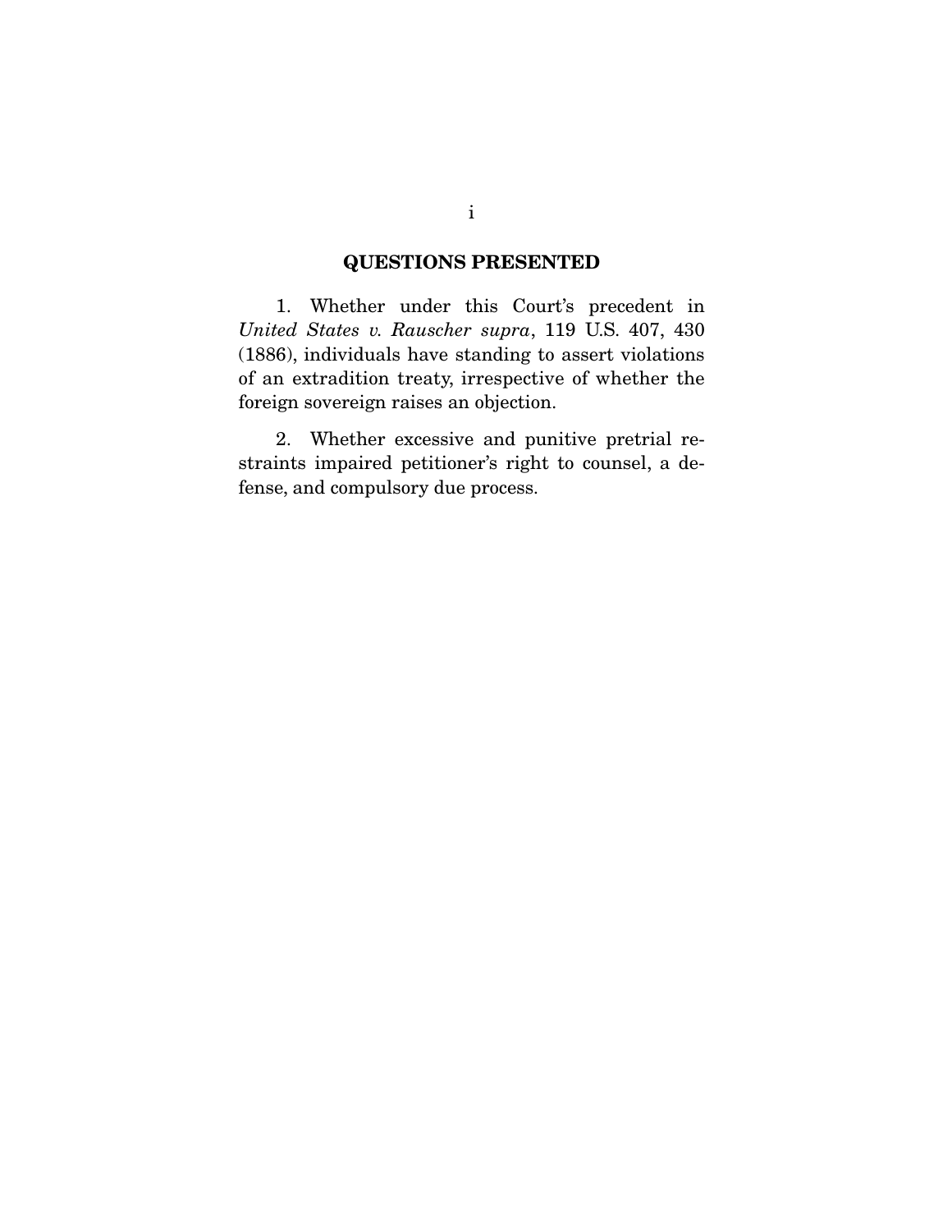## QUESTIONS PRESENTED

1. Whether under this Court's precedent in *United States v. Rauscher supra*, 119 U.S. 407, 430 (1886), individuals have standing to assert violations of an extradition treaty, irrespective of whether the foreign sovereign raises an objection.

2. Whether excessive and punitive pretrial restraints impaired petitioner's right to counsel, a defense, and compulsory due process.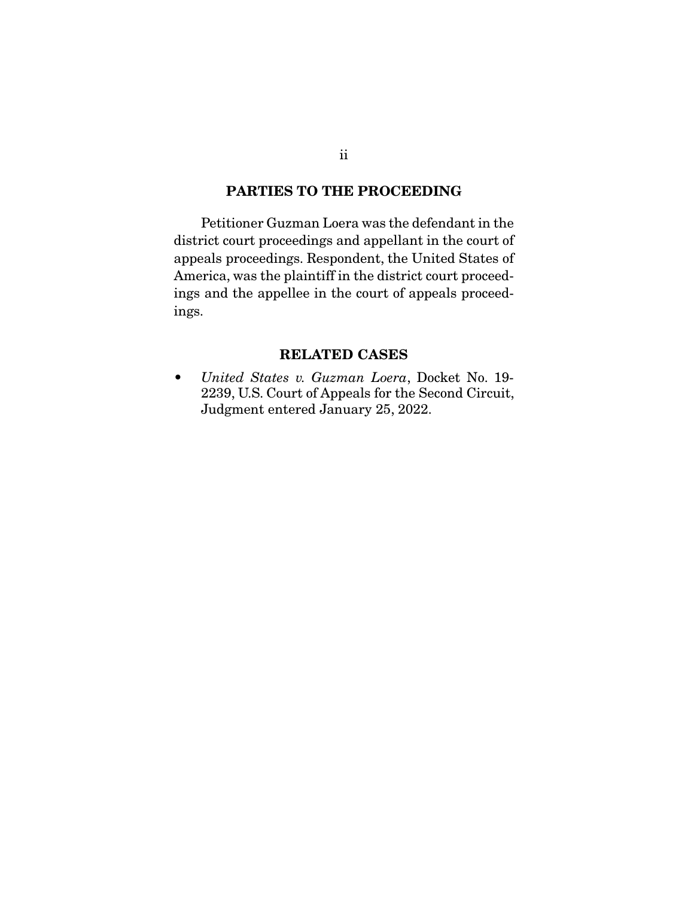## PARTIES TO THE PROCEEDING

Petitioner Guzman Loera was the defendant in the district court proceedings and appellant in the court of appeals proceedings. Respondent, the United States of America, was the plaintiff in the district court proceedings and the appellee in the court of appeals proceedings.

## RELATED CASES

- *United States v. Guzman Loera*, Docket No. 19-2239, U.S. Court of Appeals for the Second Circuit, Judgment entered January 25, 2022.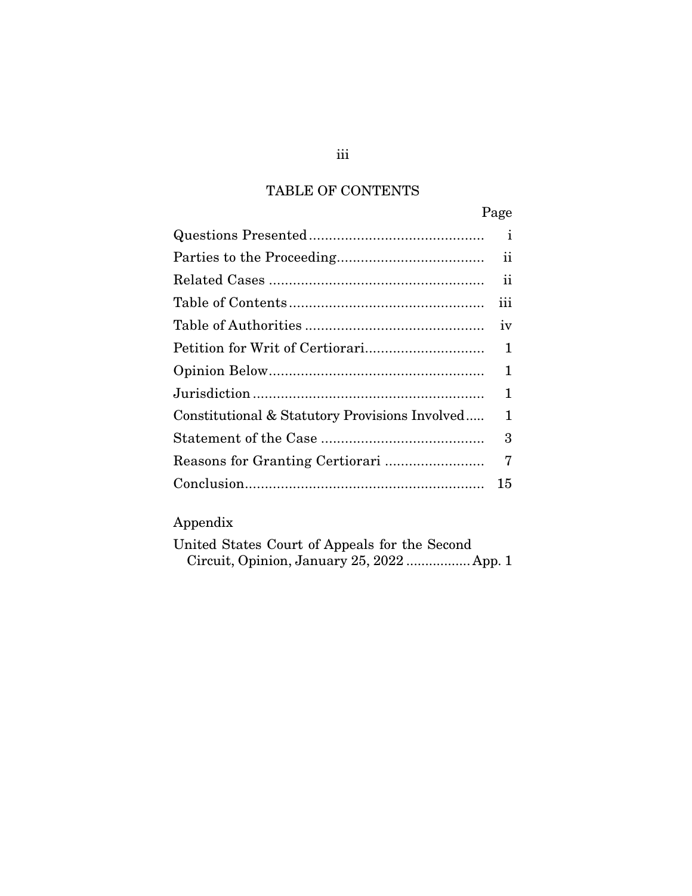# TABLE OF CONTENTS

| | Page |
|---|---|
| Questions Presented | i |
| Parties to the Proceeding | ii |
| Related Cases | ii |
| Table of Contents | iii |
| Table of Authorities | iv |
| Petition for Writ of Certiorari | 1 |
| Opinion Below | 1 |
| Jurisdiction | 1 |
| Constitutional & Statutory Provisions Involved | 1 |
| Statement of the Case | 3 |
| Reasons for Granting Certiorari | 7 |
| Conclusion | 15 |

Appendix

| | |
|---|---|
| United States Court of Appeals for the Second Circuit, Opinion, January 25, 2022 | App. 1 |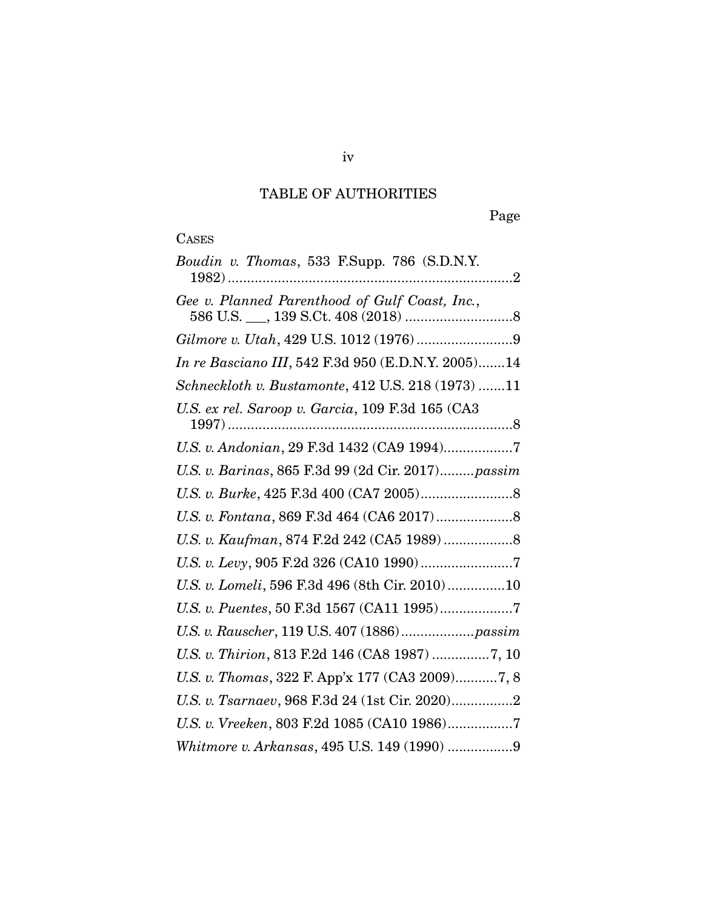# TABLE OF AUTHORITIES

Page

CASES

*Boudin v. Thomas*, 533 F.Supp. 786 (S.D.N.Y. 1982) ........................................................................2

*Gee v. Planned Parenthood of Gulf Coast, Inc.*, 586 U.S. ___, 139 S.Ct. 408 (2018) ............................8

*Gilmore v. Utah*, 429 U.S. 1012 (1976) .........................9

*In re Basciano III*, 542 F.3d 950 (E.D.N.Y. 2005).......14

*Schneckloth v. Bustamonte*, 412 U.S. 218 (1973) .......11

*U.S. ex rel. Saroop v. Garcia*, 109 F.3d 165 (CA3 1997) ........................................................................8

*U.S. v. Andonian*, 29 F.3d 1432 (CA9 1994)..................7

*U.S. v. Barinas*, 865 F.3d 99 (2d Cir. 2017).........*passim*

*U.S. v. Burke*, 425 F.3d 400 (CA7 2005)........................8

*U.S. v. Fontana*, 869 F.3d 464 (CA6 2017)....................8

*U.S. v. Kaufman*, 874 F.2d 242 (CA5 1989) ..................8

*U.S. v. Levy*, 905 F.2d 326 (CA10 1990) ........................7

*U.S. v. Lomeli*, 596 F.3d 496 (8th Cir. 2010) ...............10

*U.S. v. Puentes*, 50 F.3d 1567 (CA11 1995)...................7

*U.S. v. Rauscher*, 119 U.S. 407 (1886)...................*passim*

*U.S. v. Thirion*, 813 F.2d 146 (CA8 1987) ...............7, 10

*U.S. v. Thomas*, 322 F. App'x 177 (CA3 2009)...........7, 8

*U.S. v. Tsarnaev*, 968 F.3d 24 (1st Cir. 2020)................2

*U.S. v. Vreeken*, 803 F.2d 1085 (CA10 1986).................7

*Whitmore v. Arkansas*, 495 U.S. 149 (1990) .................9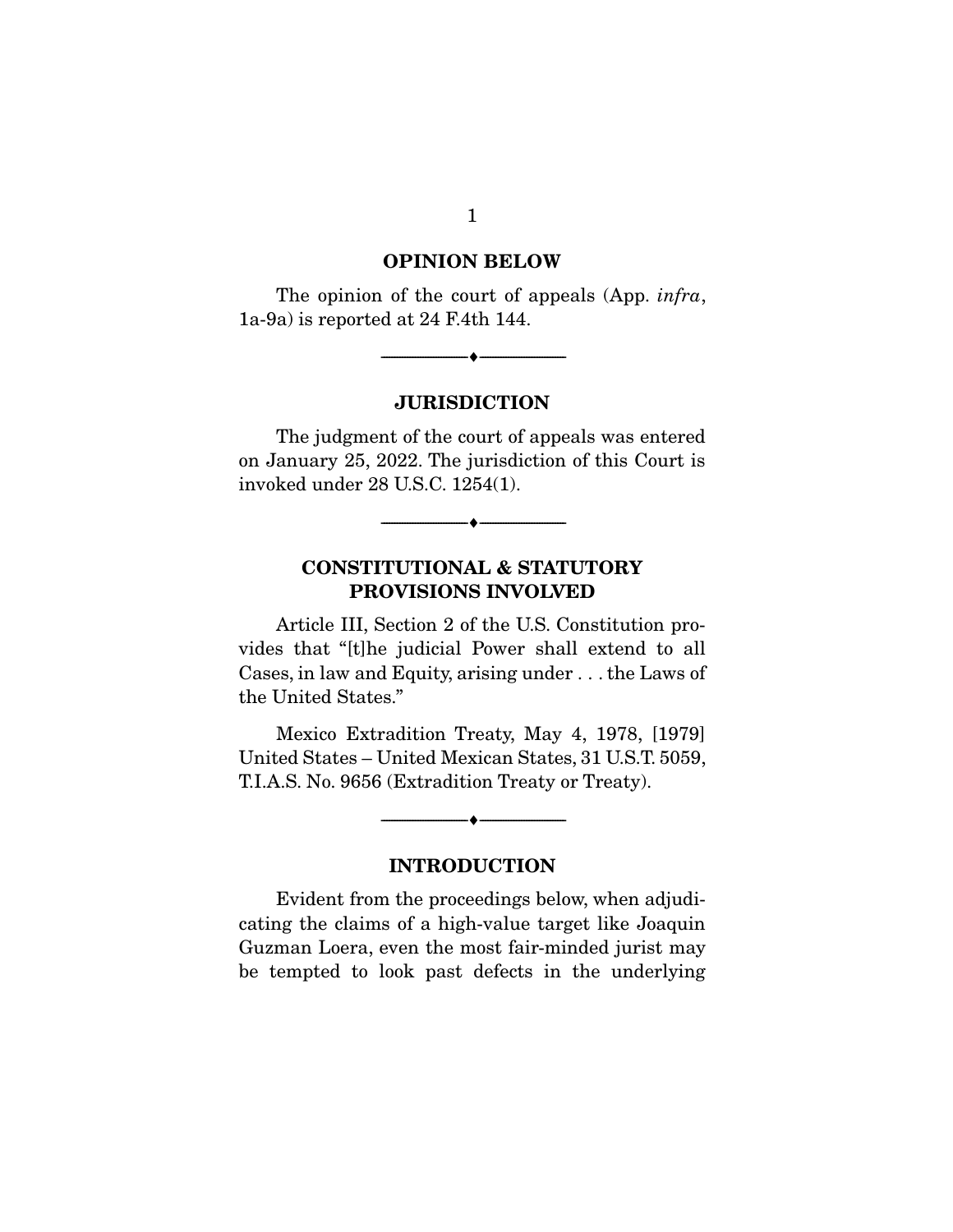## OPINION BELOW

The opinion of the court of appeals (App. *infra*, 1a-9a) is reported at 24 F.4th 144.

---

## JURISDICTION

The judgment of the court of appeals was entered on January 25, 2022. The jurisdiction of this Court is invoked under 28 U.S.C. 1254(1).

---

## CONSTITUTIONAL & STATUTORY PROVISIONS INVOLVED

Article III, Section 2 of the U.S. Constitution provides that "[t]he judicial Power shall extend to all Cases, in law and Equity, arising under . . . the Laws of the United States."

Mexico Extradition Treaty, May 4, 1978, [1979] United States – United Mexican States, 31 U.S.T. 5059, T.I.A.S. No. 9656 (Extradition Treaty or Treaty).

---

## INTRODUCTION

Evident from the proceedings below, when adjudicating the claims of a high-value target like Joaquin Guzman Loera, even the most fair-minded jurist may be tempted to look past defects in the underlying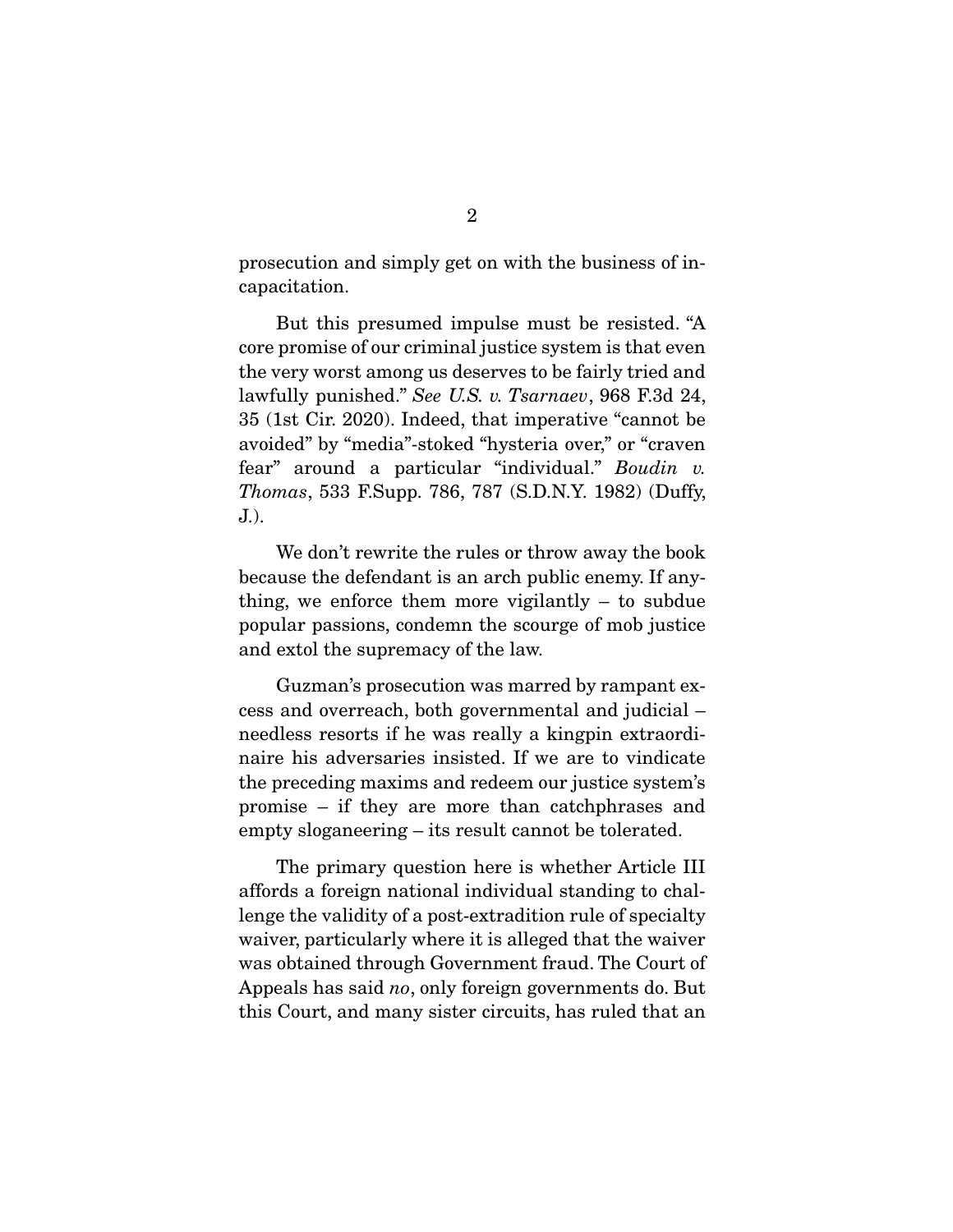prosecution and simply get on with the business of incapacitation.

But this presumed impulse must be resisted. "A core promise of our criminal justice system is that even the very worst among us deserves to be fairly tried and lawfully punished." *See U.S. v. Tsarnaev*, 968 F.3d 24, 35 (1st Cir. 2020). Indeed, that imperative "cannot be avoided" by "media"-stoked "hysteria over," or "craven fear" around a particular "individual." *Boudin v. Thomas*, 533 F.Supp. 786, 787 (S.D.N.Y. 1982) (Duffy, J.).

We don't rewrite the rules or throw away the book because the defendant is an arch public enemy. If anything, we enforce them more vigilantly – to subdue popular passions, condemn the scourge of mob justice and extol the supremacy of the law.

Guzman's prosecution was marred by rampant excess and overreach, both governmental and judicial – needless resorts if he was really a kingpin extraordinaire his adversaries insisted. If we are to vindicate the preceding maxims and redeem our justice system's promise – if they are more than catchphrases and empty sloganeering – its result cannot be tolerated.

The primary question here is whether Article III affords a foreign national individual standing to challenge the validity of a post-extradition rule of specialty waiver, particularly where it is alleged that the waiver was obtained through Government fraud. The Court of Appeals has said *no*, only foreign governments do. But this Court, and many sister circuits, has ruled that an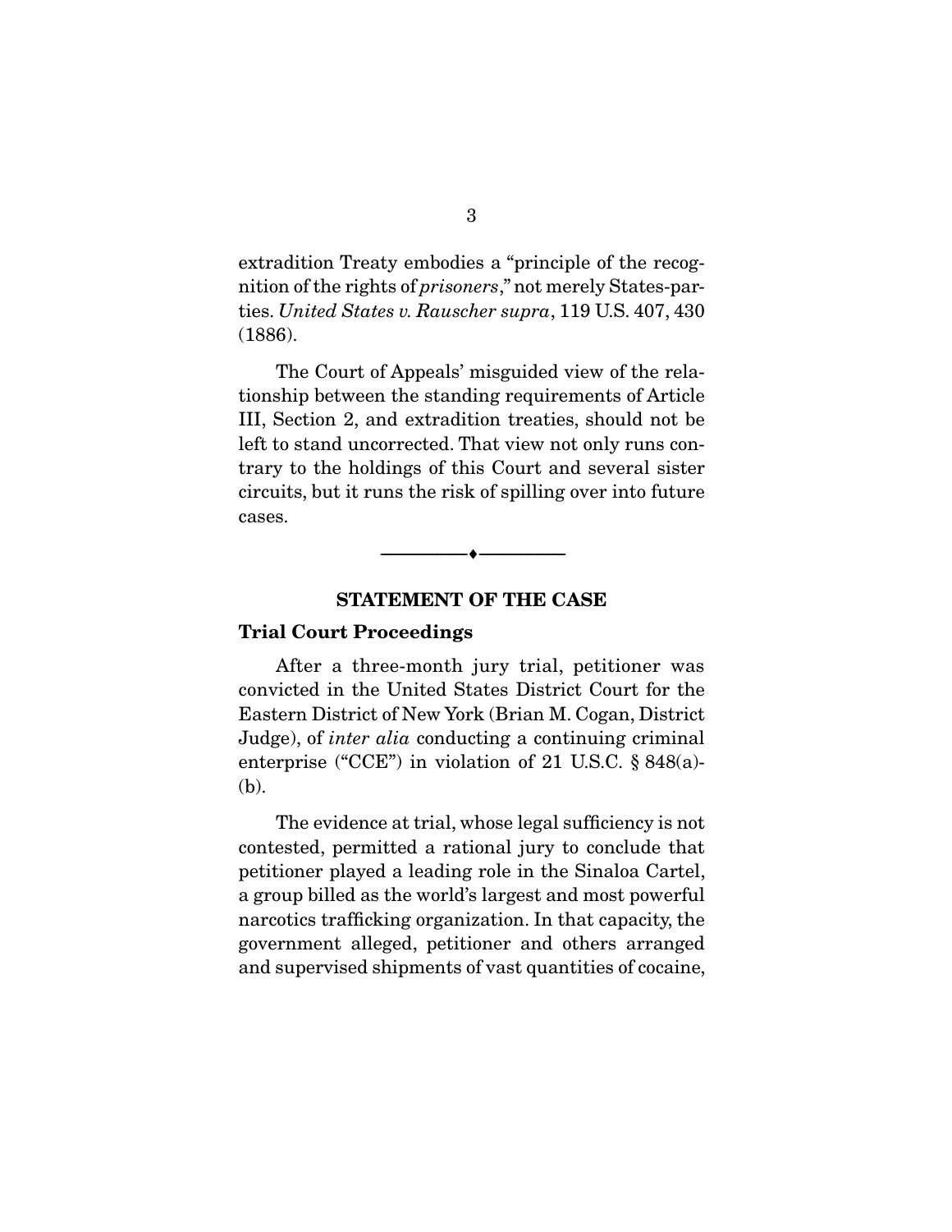extradition Treaty embodies a "principle of the recognition of the rights of *prisoners*," not merely States-parties. *United States v. Rauscher supra*, 119 U.S. 407, 430 (1886).

The Court of Appeals' misguided view of the relationship between the standing requirements of Article III, Section 2, and extradition treaties, should not be left to stand uncorrected. That view not only runs contrary to the holdings of this Court and several sister circuits, but it runs the risk of spilling over into future cases.

---

## STATEMENT OF THE CASE

### Trial Court Proceedings

After a three-month jury trial, petitioner was convicted in the United States District Court for the Eastern District of New York (Brian M. Cogan, District Judge), of *inter alia* conducting a continuing criminal enterprise ("CCE") in violation of 21 U.S.C. § 848(a)-(b).

The evidence at trial, whose legal sufficiency is not contested, permitted a rational jury to conclude that petitioner played a leading role in the Sinaloa Cartel, a group billed as the world's largest and most powerful narcotics trafficking organization. In that capacity, the government alleged, petitioner and others arranged and supervised shipments of vast quantities of cocaine,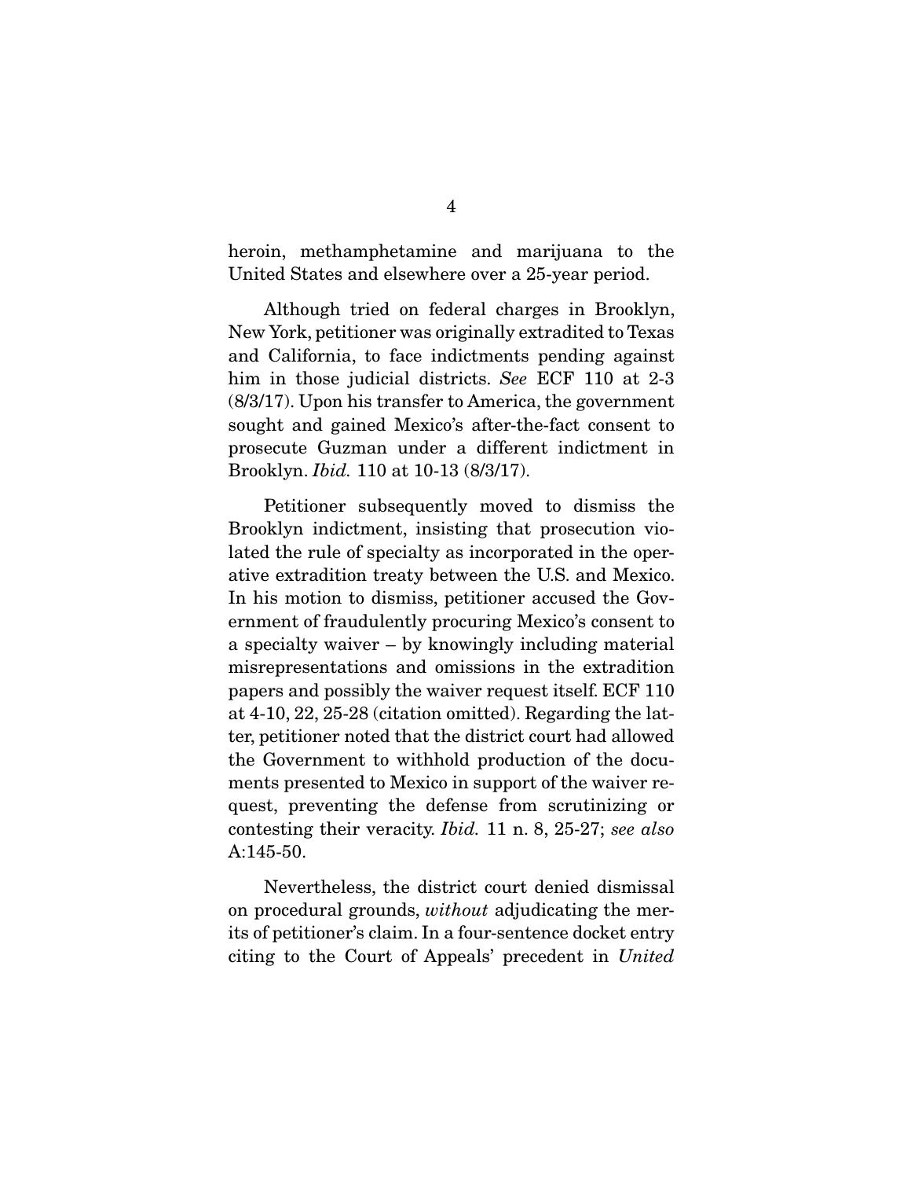heroin, methamphetamine and marijuana to the United States and elsewhere over a 25-year period.

Although tried on federal charges in Brooklyn, New York, petitioner was originally extradited to Texas and California, to face indictments pending against him in those judicial districts. *See* ECF 110 at 2-3 (8/3/17). Upon his transfer to America, the government sought and gained Mexico's after-the-fact consent to prosecute Guzman under a different indictment in Brooklyn. *Ibid.* 110 at 10-13 (8/3/17).

Petitioner subsequently moved to dismiss the Brooklyn indictment, insisting that prosecution violated the rule of specialty as incorporated in the operative extradition treaty between the U.S. and Mexico. In his motion to dismiss, petitioner accused the Government of fraudulently procuring Mexico's consent to a specialty waiver – by knowingly including material misrepresentations and omissions in the extradition papers and possibly the waiver request itself. ECF 110 at 4-10, 22, 25-28 (citation omitted). Regarding the latter, petitioner noted that the district court had allowed the Government to withhold production of the documents presented to Mexico in support of the waiver request, preventing the defense from scrutinizing or contesting their veracity. *Ibid.* 11 n. 8, 25-27; *see also* A:145-50.

Nevertheless, the district court denied dismissal on procedural grounds, *without* adjudicating the merits of petitioner's claim. In a four-sentence docket entry citing to the Court of Appeals' precedent in *United*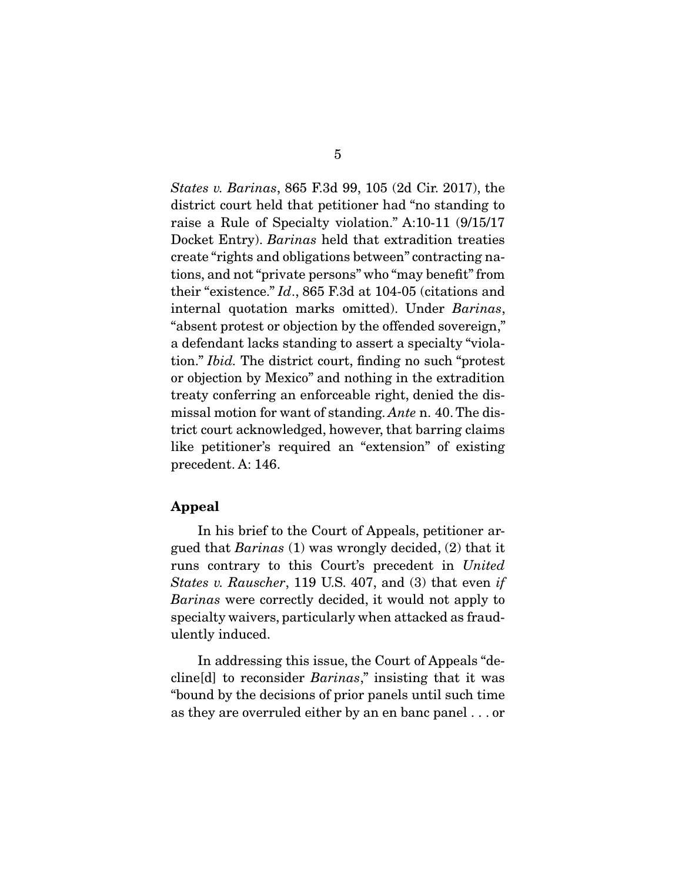*States v. Barinas*, 865 F.3d 99, 105 (2d Cir. 2017), the district court held that petitioner had "no standing to raise a Rule of Specialty violation." A:10-11 (9/15/17 Docket Entry). *Barinas* held that extradition treaties create "rights and obligations between" contracting nations, and not "private persons" who "may benefit" from their "existence." *Id*., 865 F.3d at 104-05 (citations and internal quotation marks omitted). Under *Barinas*, "absent protest or objection by the offended sovereign," a defendant lacks standing to assert a specialty "violation." *Ibid.* The district court, finding no such "protest or objection by Mexico" and nothing in the extradition treaty conferring an enforceable right, denied the dismissal motion for want of standing. *Ante* n. 40. The district court acknowledged, however, that barring claims like petitioner's required an "extension" of existing precedent. A: 146.

**Appeal**

In his brief to the Court of Appeals, petitioner argued that *Barinas* (1) was wrongly decided, (2) that it runs contrary to this Court's precedent in *United States v. Rauscher*, 119 U.S. 407, and (3) that even *if* *Barinas* were correctly decided, it would not apply to specialty waivers, particularly when attacked as fraudulently induced.

In addressing this issue, the Court of Appeals "decline[d] to reconsider *Barinas*," insisting that it was "bound by the decisions of prior panels until such time as they are overruled either by an en banc panel . . . or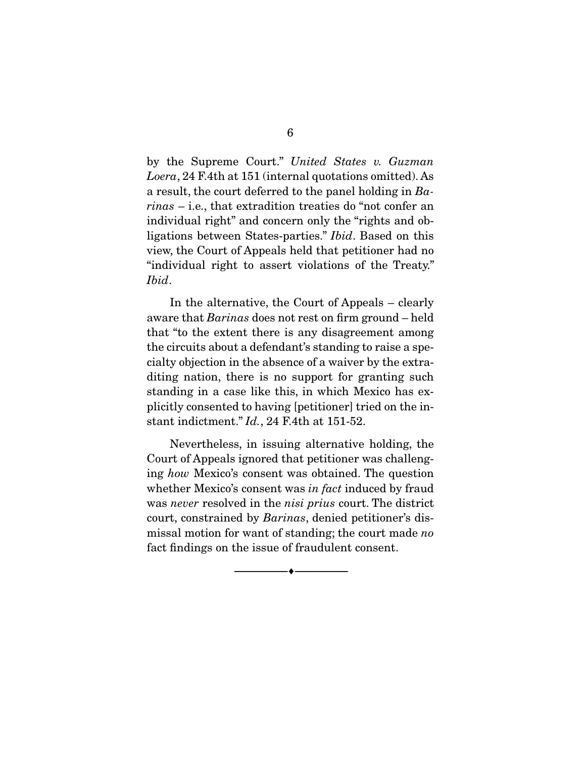by the Supreme Court." *United States v. Guzman Loera*, 24 F.4th at 151 (internal quotations omitted). As a result, the court deferred to the panel holding in *Barinas* – i.e., that extradition treaties do "not confer an individual right" and concern only the "rights and obligations between States-parties." *Ibid*. Based on this view, the Court of Appeals held that petitioner had no "individual right to assert violations of the Treaty." *Ibid*.

In the alternative, the Court of Appeals – clearly aware that *Barinas* does not rest on firm ground – held that "to the extent there is any disagreement among the circuits about a defendant's standing to raise a specialty objection in the absence of a waiver by the extraditing nation, there is no support for granting such standing in a case like this, in which Mexico has explicitly consented to having [petitioner] tried on the instant indictment." *Id.*, 24 F.4th at 151-52.

Nevertheless, in issuing alternative holding, the Court of Appeals ignored that petitioner was challenging *how* Mexico's consent was obtained. The question whether Mexico's consent was *in fact* induced by fraud was *never* resolved in the *nisi prius* court. The district court, constrained by *Barinas*, denied petitioner's dismissal motion for want of standing; the court made *no* fact findings on the issue of fraudulent consent.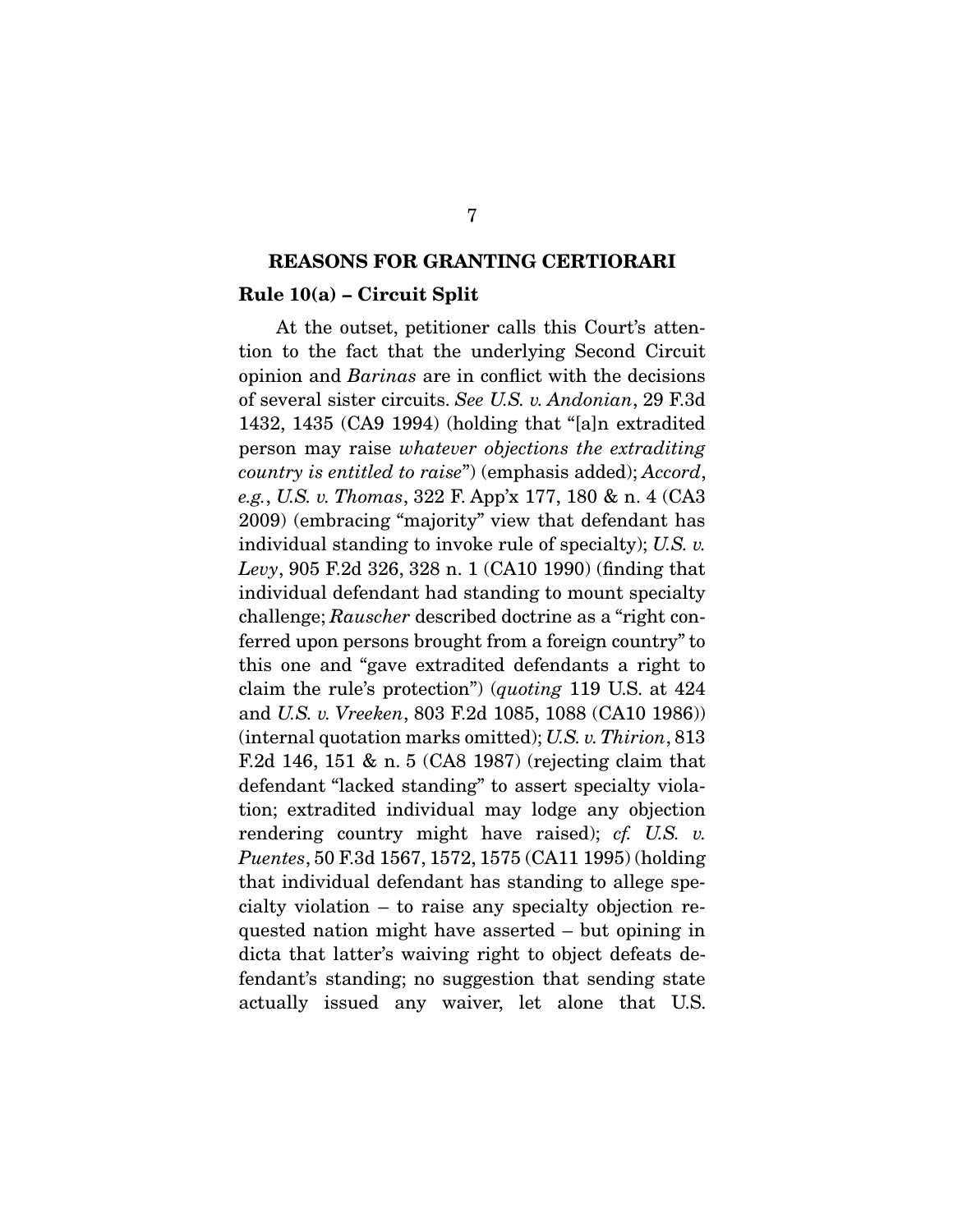## REASONS FOR GRANTING CERTIORARI

### Rule 10(a) – Circuit Split

At the outset, petitioner calls this Court's attention to the fact that the underlying Second Circuit opinion and *Barinas* are in conflict with the decisions of several sister circuits. *See U.S. v. Andonian*, 29 F.3d 1432, 1435 (CA9 1994) (holding that "[a]n extradited person may raise *whatever objections the extraditing country is entitled to raise*") (emphasis added); *Accord*, *e.g.*, *U.S. v. Thomas*, 322 F. App'x 177, 180 & n. 4 (CA3 2009) (embracing "majority" view that defendant has individual standing to invoke rule of specialty); *U.S. v. Levy*, 905 F.2d 326, 328 n. 1 (CA10 1990) (finding that individual defendant had standing to mount specialty challenge; *Rauscher* described doctrine as a "right conferred upon persons brought from a foreign country" to this one and "gave extradited defendants a right to claim the rule's protection") (*quoting* 119 U.S. at 424 and *U.S. v. Vreeken*, 803 F.2d 1085, 1088 (CA10 1986)) (internal quotation marks omitted); *U.S. v. Thirion*, 813 F.2d 146, 151 & n. 5 (CA8 1987) (rejecting claim that defendant "lacked standing" to assert specialty violation; extradited individual may lodge any objection rendering country might have raised); *cf. U.S. v. Puentes*, 50 F.3d 1567, 1572, 1575 (CA11 1995) (holding that individual defendant has standing to allege specialty violation – to raise any specialty objection requested nation might have asserted – but opining in dicta that latter's waiving right to object defeats defendant's standing; no suggestion that sending state actually issued any waiver, let alone that U.S.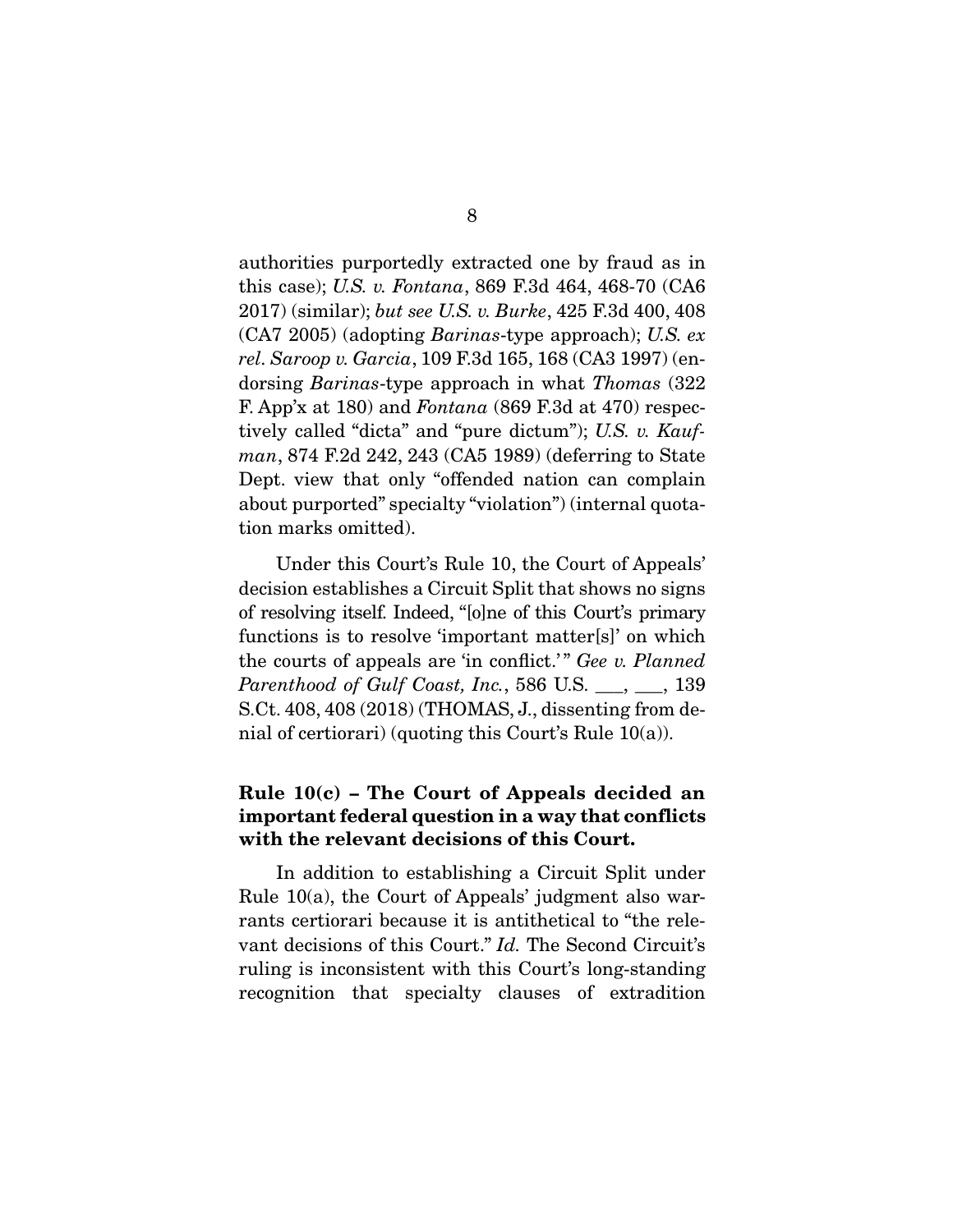authorities purportedly extracted one by fraud as in this case); *U.S. v. Fontana*, 869 F.3d 464, 468-70 (CA6 2017) (similar); *but see U.S. v. Burke*, 425 F.3d 400, 408 (CA7 2005) (adopting *Barinas*-type approach); *U.S. ex rel. Saroop v. Garcia*, 109 F.3d 165, 168 (CA3 1997) (endorsing *Barinas*-type approach in what *Thomas* (322 F. App'x at 180) and *Fontana* (869 F.3d at 470) respectively called "dicta" and "pure dictum"); *U.S. v. Kaufman*, 874 F.2d 242, 243 (CA5 1989) (deferring to State Dept. view that only "offended nation can complain about purported" specialty "violation") (internal quotation marks omitted).

Under this Court's Rule 10, the Court of Appeals' decision establishes a Circuit Split that shows no signs of resolving itself. Indeed, "[o]ne of this Court's primary functions is to resolve 'important matter[s]' on which the courts of appeals are 'in conflict.'" *Gee v. Planned Parenthood of Gulf Coast, Inc.*, 586 U.S. \_\_\_, \_\_\_, 139 S.Ct. 408, 408 (2018) (THOMAS, J., dissenting from denial of certiorari) (quoting this Court's Rule 10(a)).

### Rule 10(c) – The Court of Appeals decided an important federal question in a way that conflicts with the relevant decisions of this Court.

In addition to establishing a Circuit Split under Rule 10(a), the Court of Appeals' judgment also warrants certiorari because it is antithetical to "the relevant decisions of this Court." *Id.* The Second Circuit's ruling is inconsistent with this Court's long-standing recognition that specialty clauses of extradition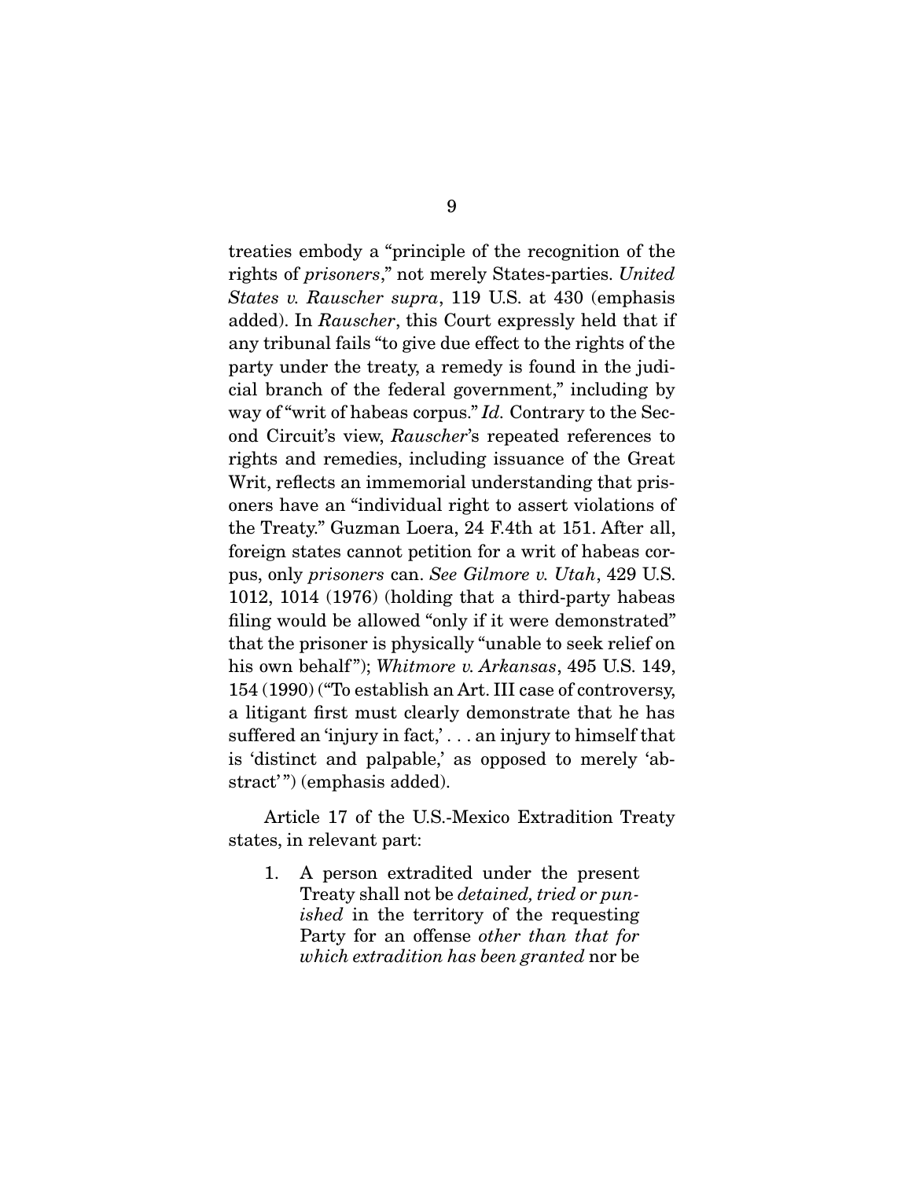treaties embody a "principle of the recognition of the rights of *prisoners*," not merely States-parties. *United States v. Rauscher supra*, 119 U.S. at 430 (emphasis added). In *Rauscher*, this Court expressly held that if any tribunal fails "to give due effect to the rights of the party under the treaty, a remedy is found in the judicial branch of the federal government," including by way of "writ of habeas corpus." *Id.* Contrary to the Second Circuit's view, *Rauscher*'s repeated references to rights and remedies, including issuance of the Great Writ, reflects an immemorial understanding that prisoners have an "individual right to assert violations of the Treaty." Guzman Loera, 24 F.4th at 151. After all, foreign states cannot petition for a writ of habeas corpus, only *prisoners* can. *See Gilmore v. Utah*, 429 U.S. 1012, 1014 (1976) (holding that a third-party habeas filing would be allowed "only if it were demonstrated" that the prisoner is physically "unable to seek relief on his own behalf"); *Whitmore v. Arkansas*, 495 U.S. 149, 154 (1990) ("To establish an Art. III case of controversy, a litigant first must clearly demonstrate that he has suffered an 'injury in fact,' . . . an injury to himself that is 'distinct and palpable,' as opposed to merely 'abstract'") (emphasis added).

Article 17 of the U.S.-Mexico Extradition Treaty states, in relevant part:

> 1. A person extradited under the present Treaty shall not be *detained, tried or punished* in the territory of the requesting Party for an offense *other than that for which extradition has been granted* nor be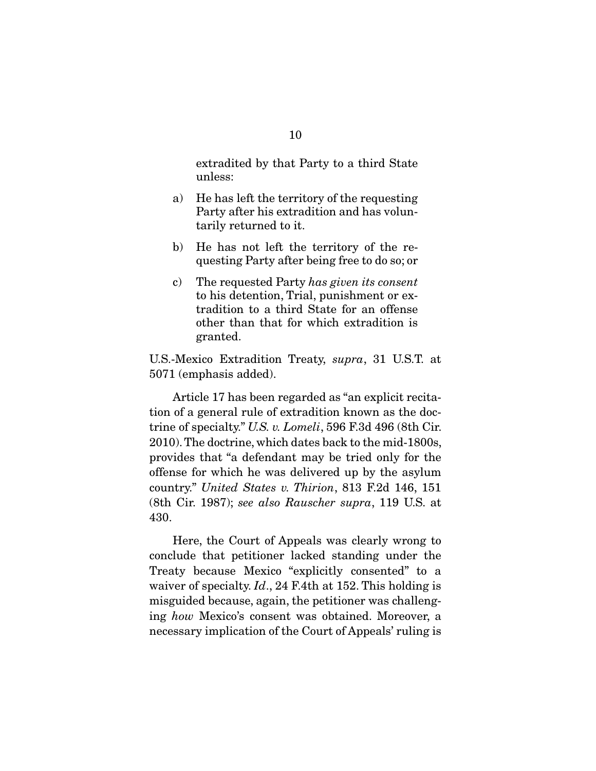> extradited by that Party to a third State unless:
>
> a) He has left the territory of the requesting Party after his extradition and has voluntarily returned to it.
>
> b) He has not left the territory of the requesting Party after being free to do so; or
>
> c) The requested Party *has given its consent* to his detention, Trial, punishment or extradition to a third State for an offense other than that for which extradition is granted.

U.S.-Mexico Extradition Treaty, *supra*, 31 U.S.T. at 5071 (emphasis added).

Article 17 has been regarded as "an explicit recitation of a general rule of extradition known as the doctrine of specialty." *U.S. v. Lomeli*, 596 F.3d 496 (8th Cir. 2010). The doctrine, which dates back to the mid-1800s, provides that "a defendant may be tried only for the offense for which he was delivered up by the asylum country." *United States v. Thirion*, 813 F.2d 146, 151 (8th Cir. 1987); *see also Rauscher supra*, 119 U.S. at 430.

Here, the Court of Appeals was clearly wrong to conclude that petitioner lacked standing under the Treaty because Mexico "explicitly consented" to a waiver of specialty. *Id*., 24 F.4th at 152. This holding is misguided because, again, the petitioner was challenging *how* Mexico's consent was obtained. Moreover, a necessary implication of the Court of Appeals' ruling is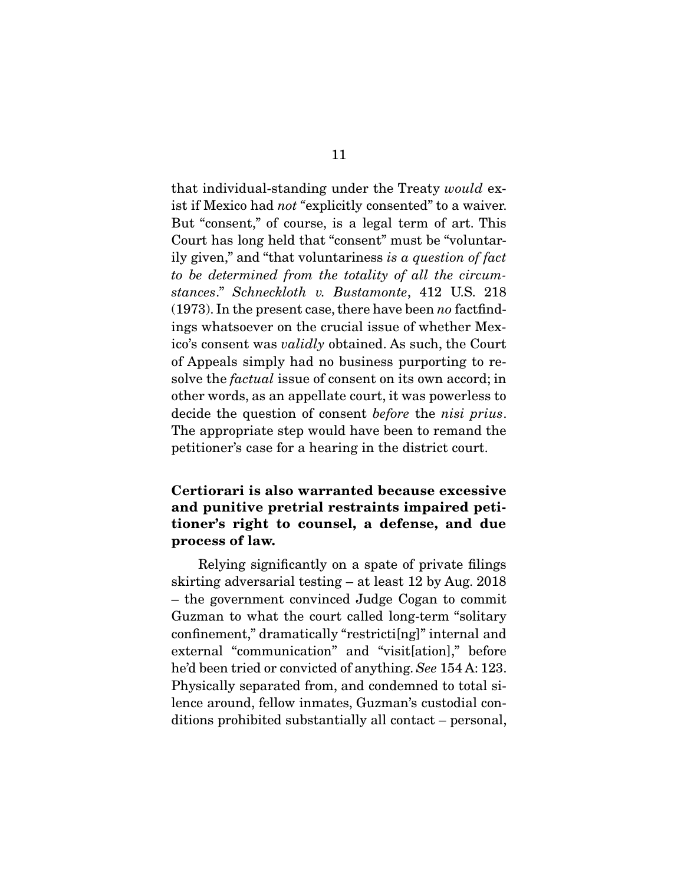that individual-standing under the Treaty *would* exist if Mexico had *not* "explicitly consented" to a waiver. But "consent," of course, is a legal term of art. This Court has long held that "consent" must be "voluntarily given," and "that voluntariness *is a question of fact to be determined from the totality of all the circumstances*." *Schneckloth v. Bustamonte*, 412 U.S. 218 (1973). In the present case, there have been *no* factfindings whatsoever on the crucial issue of whether Mexico's consent was *validly* obtained. As such, the Court of Appeals simply had no business purporting to resolve the *factual* issue of consent on its own accord; in other words, as an appellate court, it was powerless to decide the question of consent *before* the *nisi prius*. The appropriate step would have been to remand the petitioner's case for a hearing in the district court.

**Certiorari is also warranted because excessive and punitive pretrial restraints impaired petitioner's right to counsel, a defense, and due process of law.**

Relying significantly on a spate of private filings skirting adversarial testing – at least 12 by Aug. 2018 – the government convinced Judge Cogan to commit Guzman to what the court called long-term "solitary confinement," dramatically "restricti[ng]" internal and external "communication" and "visit[ation]," before he'd been tried or convicted of anything. *See* 154 A: 123. Physically separated from, and condemned to total silence around, fellow inmates, Guzman's custodial conditions prohibited substantially all contact – personal,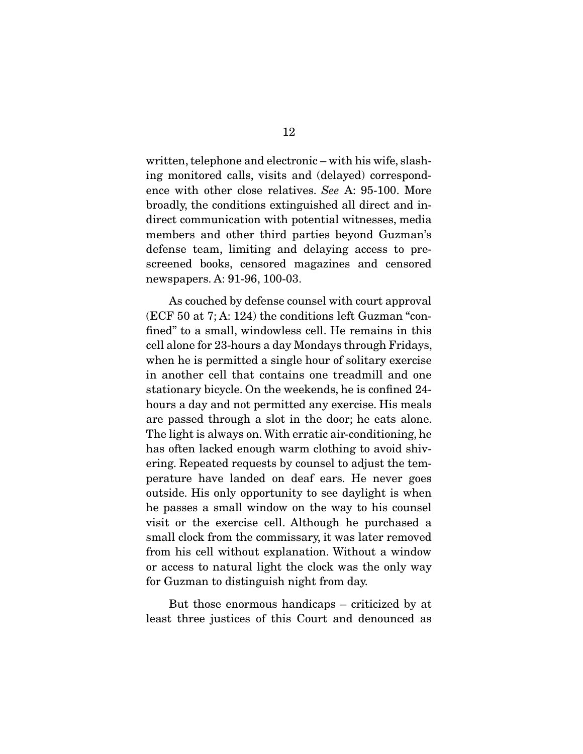written, telephone and electronic – with his wife, slashing monitored calls, visits and (delayed) correspondence with other close relatives. *See* A: 95-100. More broadly, the conditions extinguished all direct and indirect communication with potential witnesses, media members and other third parties beyond Guzman's defense team, limiting and delaying access to prescreened books, censored magazines and censored newspapers. A: 91-96, 100-03.

As couched by defense counsel with court approval (ECF 50 at 7; A: 124) the conditions left Guzman "confined" to a small, windowless cell. He remains in this cell alone for 23-hours a day Mondays through Fridays, when he is permitted a single hour of solitary exercise in another cell that contains one treadmill and one stationary bicycle. On the weekends, he is confined 24-hours a day and not permitted any exercise. His meals are passed through a slot in the door; he eats alone. The light is always on. With erratic air-conditioning, he has often lacked enough warm clothing to avoid shivering. Repeated requests by counsel to adjust the temperature have landed on deaf ears. He never goes outside. His only opportunity to see daylight is when he passes a small window on the way to his counsel visit or the exercise cell. Although he purchased a small clock from the commissary, it was later removed from his cell without explanation. Without a window or access to natural light the clock was the only way for Guzman to distinguish night from day.

But those enormous handicaps – criticized by at least three justices of this Court and denounced as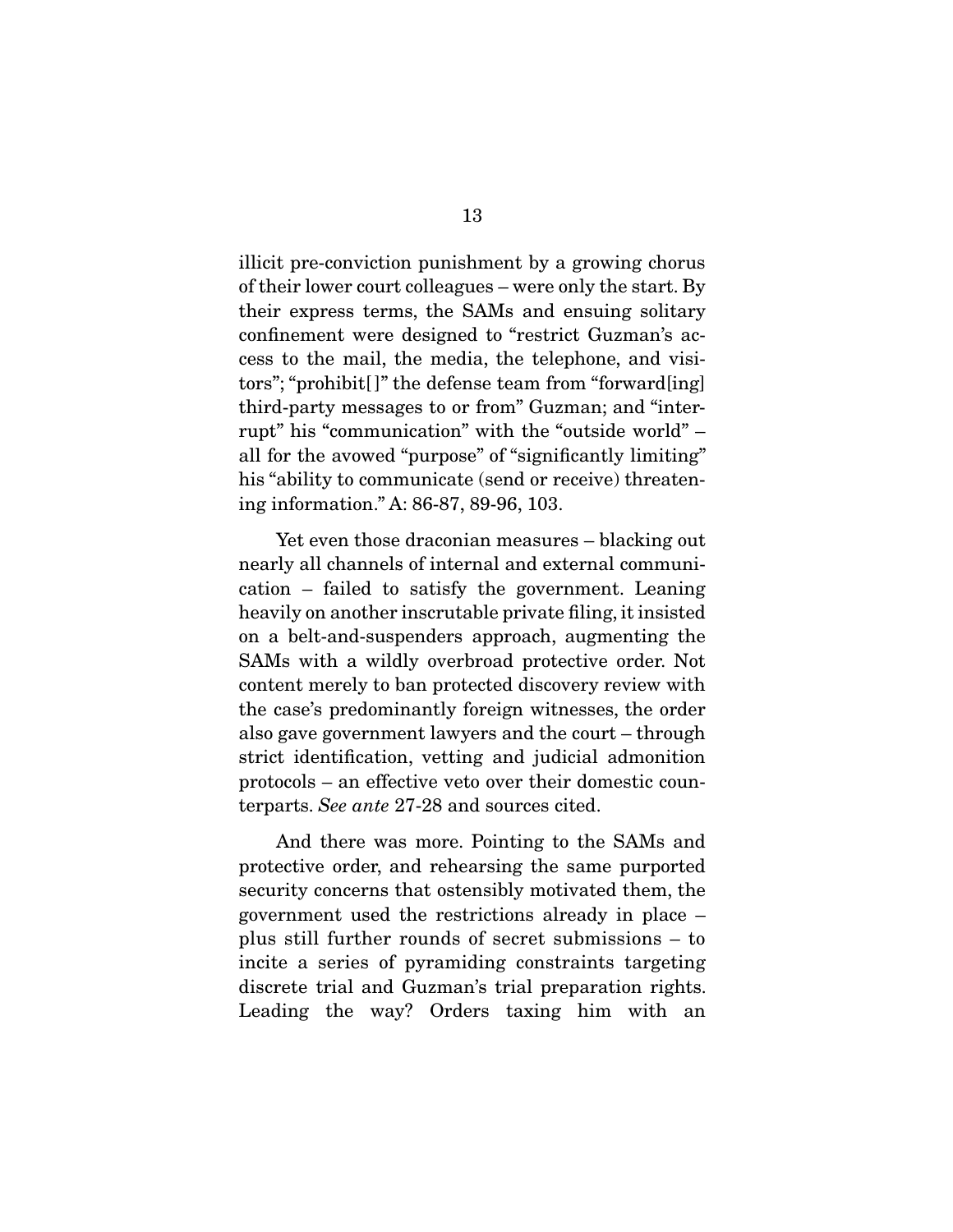illicit pre-conviction punishment by a growing chorus of their lower court colleagues – were only the start. By their express terms, the SAMs and ensuing solitary confinement were designed to "restrict Guzman's access to the mail, the media, the telephone, and visitors"; "prohibit[ ]" the defense team from "forward[ing] third-party messages to or from" Guzman; and "interrupt" his "communication" with the "outside world" – all for the avowed "purpose" of "significantly limiting" his "ability to communicate (send or receive) threatening information." A: 86-87, 89-96, 103.

Yet even those draconian measures – blacking out nearly all channels of internal and external communication – failed to satisfy the government. Leaning heavily on another inscrutable private filing, it insisted on a belt-and-suspenders approach, augmenting the SAMs with a wildly overbroad protective order. Not content merely to ban protected discovery review with the case's predominantly foreign witnesses, the order also gave government lawyers and the court – through strict identification, vetting and judicial admonition protocols – an effective veto over their domestic counterparts. *See ante* 27-28 and sources cited.

And there was more. Pointing to the SAMs and protective order, and rehearsing the same purported security concerns that ostensibly motivated them, the government used the restrictions already in place – plus still further rounds of secret submissions – to incite a series of pyramiding constraints targeting discrete trial and Guzman's trial preparation rights. Leading the way? Orders taxing him with an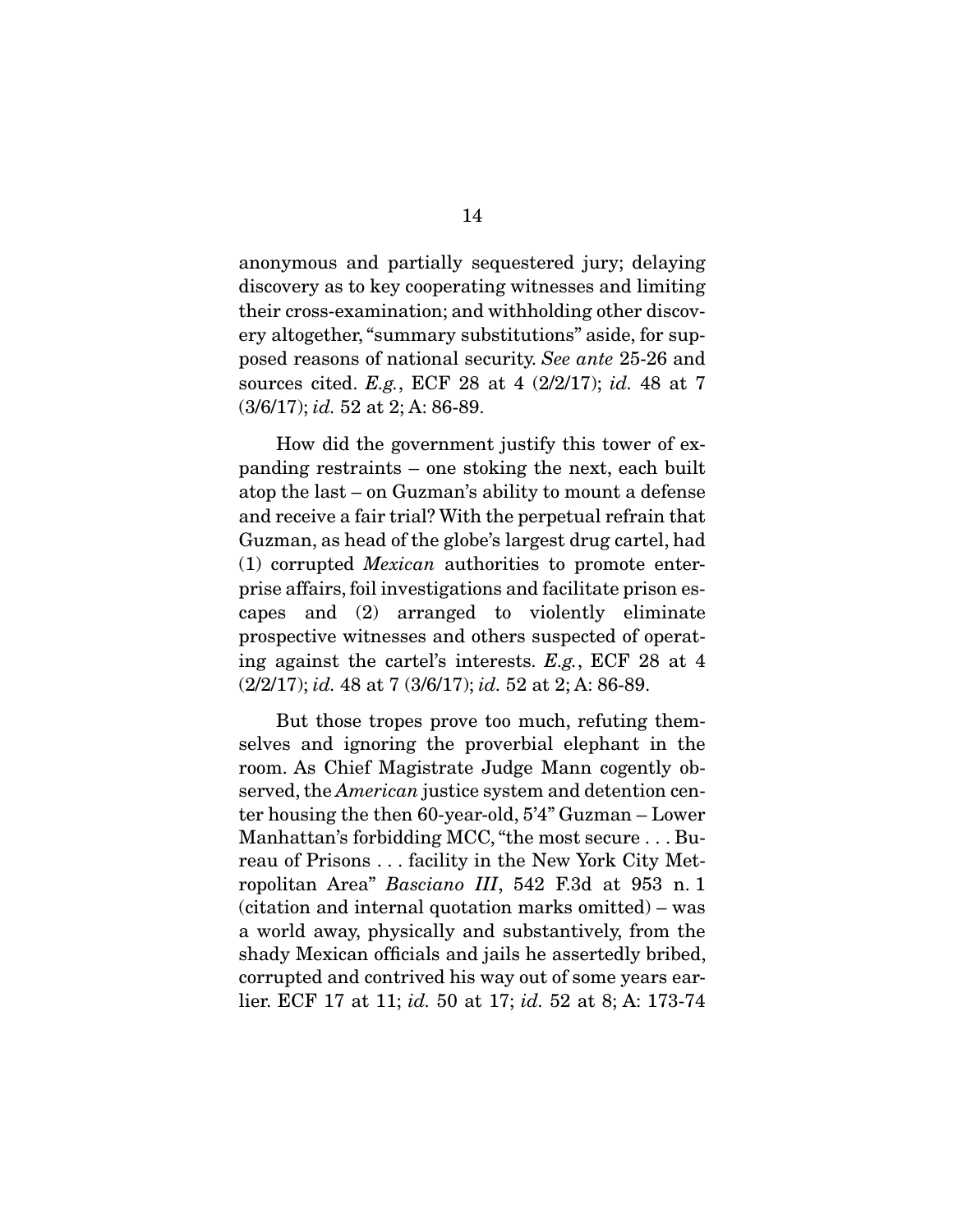anonymous and partially sequestered jury; delaying discovery as to key cooperating witnesses and limiting their cross-examination; and withholding other discovery altogether, "summary substitutions" aside, for supposed reasons of national security. *See ante* 25-26 and sources cited. *E.g.*, ECF 28 at 4 (2/2/17); *id.* 48 at 7 (3/6/17); *id.* 52 at 2; A: 86-89.

How did the government justify this tower of expanding restraints – one stoking the next, each built atop the last – on Guzman's ability to mount a defense and receive a fair trial? With the perpetual refrain that Guzman, as head of the globe's largest drug cartel, had (1) corrupted *Mexican* authorities to promote enterprise affairs, foil investigations and facilitate prison escapes and (2) arranged to violently eliminate prospective witnesses and others suspected of operating against the cartel's interests. *E.g.*, ECF 28 at 4 (2/2/17); *id.* 48 at 7 (3/6/17); *id.* 52 at 2; A: 86-89.

But those tropes prove too much, refuting themselves and ignoring the proverbial elephant in the room. As Chief Magistrate Judge Mann cogently observed, the *American* justice system and detention center housing the then 60-year-old, 5'4" Guzman – Lower Manhattan's forbidding MCC, "the most secure . . . Bureau of Prisons . . . facility in the New York City Metropolitan Area" *Basciano III*, 542 F.3d at 953 n. 1 (citation and internal quotation marks omitted) – was a world away, physically and substantively, from the shady Mexican officials and jails he assertedly bribed, corrupted and contrived his way out of some years earlier. ECF 17 at 11; *id.* 50 at 17; *id.* 52 at 8; A: 173-74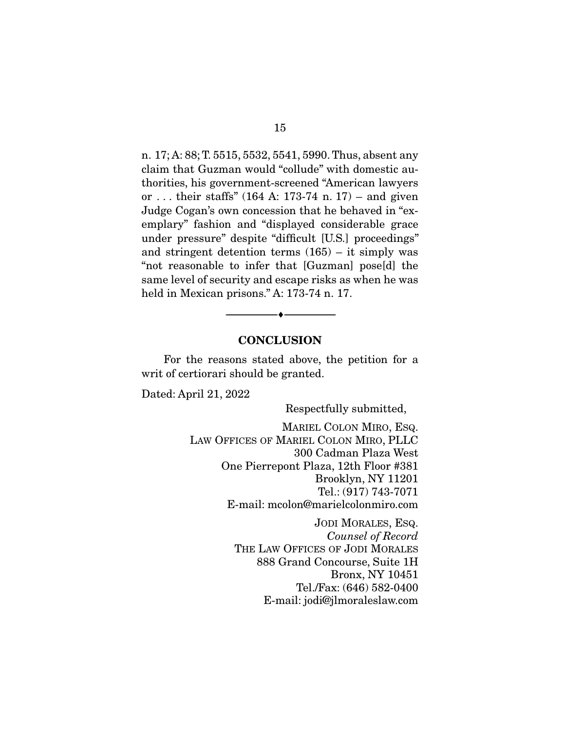n. 17; A: 88; T. 5515, 5532, 5541, 5990. Thus, absent any claim that Guzman would "collude" with domestic authorities, his government-screened "American lawyers or . . . their staffs" (164 A: 173-74 n. 17) – and given Judge Cogan's own concession that he behaved in "exemplary" fashion and "displayed considerable grace under pressure" despite "difficult [U.S.] proceedings" and stringent detention terms (165) – it simply was "not reasonable to infer that [Guzman] pose[d] the same level of security and escape risks as when he was held in Mexican prisons." A: 173-74 n. 17.

---

## CONCLUSION

For the reasons stated above, the petition for a writ of certiorari should be granted.

Dated: April 21, 2022

Respectfully submitted,

MARIEL COLON MIRO, ESQ.
LAW OFFICES OF MARIEL COLON MIRO, PLLC
300 Cadman Plaza West
One Pierrepont Plaza, 12th Floor #381
Brooklyn, NY 11201
Tel.: (917) 743-7071
E-mail: mcolon@marielcolonmiro.com

JODI MORALES, ESQ.
*Counsel of Record*
THE LAW OFFICES OF JODI MORALES
888 Grand Concourse, Suite 1H
Bronx, NY 10451
Tel./Fax: (646) 582-0400
E-mail: jodi@jlmoraleslaw.com